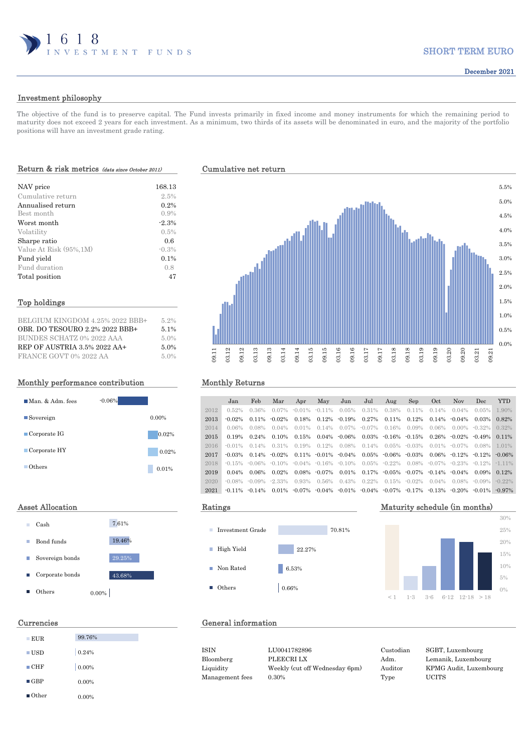1 6 1 8
INVESTMENT FUNDS

# SHORT TERM EURO

December 2021

## Investment philosophy

The objective of the fund is to preserve capital. The Fund invests primarily in fixed income and money instruments for which the remaining period to maturity does not exceed 2 years for each investment. As a minimum, two thirds of its assets will be denominated in euro, and the majority of the portfolio positions will have an investment grade rating.

## Return & risk metrics *(data since October 2011)*

| | |
|---|---|
| NAV price | 168.13 |
| Cumulative return | 2.5% |
| Annualised return | 0.2% |
| Best month | 0.9% |
| Worst month | -2.3% |
| Volatility | 0.5% |
| Sharpe ratio | 0.6 |
| Value At Risk (95%,1M) | -0.3% |
| Fund yield | 0.1% |
| Fund duration | 0.8 |
| Total position | 47 |

## Cumulative net return

## Top holdings

| | |
|---|---|
| BELGIUM KINGDOM 4.25% 2022 BBB+ | 5.2% |
| OBR. DO TESOURO 2.2% 2022 BBB+ | 5.1% |
| BUNDES SCHATZ 0% 2022 AAA | 5.0% |
| REP OF AUSTRIA 3.5% 2022 AA+ | 5.0% |
| FRANCE GOVT 0% 2022 AA | 5.0% |

## Monthly performance contribution

| | |
|---|---|
| Man. & Adm. fees | -0.06% |
| Sovereign | 0.00% |
| Corporate IG | 0.02% |
| Corporate HY | 0.02% |
| Others | 0.01% |

## Monthly Returns

| | Jan | Feb | Mar | Apr | May | Jun | Jul | Aug | Sep | Oct | Nov | Dec | YTD |
|---|---|---|---|---|---|---|---|---|---|---|---|---|---|
| 2012 | 0.52% | 0.36% | 0.07% | -0.01% | -0.11% | 0.05% | 0.31% | 0.38% | 0.11% | 0.14% | 0.04% | 0.05% | 1.90% |
| 2013 | -0.02% | 0.11% | -0.02% | 0.18% | 0.12% | -0.19% | 0.27% | 0.11% | 0.12% | 0.14% | -0.04% | 0.03% | 0.82% |
| 2014 | 0.06% | 0.08% | 0.04% | 0.01% | 0.14% | 0.07% | -0.07% | 0.16% | 0.09% | 0.06% | 0.00% | -0.32% | 0.32% |
| 2015 | 0.19% | 0.24% | 0.10% | 0.15% | 0.04% | -0.06% | 0.03% | -0.16% | -0.15% | 0.26% | -0.02% | -0.49% | 0.11% |
| 2016 | -0.01% | 0.14% | 0.31% | 0.19% | 0.12% | 0.08% | 0.14% | 0.05% | -0.03% | 0.01% | -0.07% | 0.08% | 1.01% |
| 2017 | -0.03% | 0.14% | -0.02% | 0.11% | -0.01% | -0.04% | 0.05% | -0.06% | -0.03% | 0.06% | -0.12% | -0.12% | -0.06% |
| 2018 | -0.15% | -0.06% | -0.10% | -0.04% | -0.16% | -0.10% | 0.05% | -0.22% | 0.08% | -0.07% | -0.23% | -0.12% | -1.11% |
| 2019 | 0.04% | 0.06% | 0.02% | 0.08% | -0.07% | 0.01% | 0.17% | -0.05% | -0.07% | -0.14% | -0.04% | 0.09% | 0.12% |
| 2020 | -0.08% | -0.09% | -2.33% | 0.93% | 0.56% | 0.43% | 0.22% | 0.15% | -0.02% | 0.04% | 0.08% | -0.09% | -0.22% |
| 2021 | -0.11% | -0.14% | 0.01% | -0.07% | -0.04% | -0.01% | -0.04% | -0.07% | -0.17% | -0.13% | -0.20% | -0.01% | -0.97% |

## Asset Allocation

| | |
|---|---|
| Cash | 7.61% |
| Bond funds | 19.46% |
| Sovereign bonds | 29.25% |
| Corporate bonds | 43.68% |
| Others | 0.00% |

## Ratings

| | |
|---|---|
| Investment Grade | 70.81% |
| High Yield | 22.27% |
| Non Rated | 6.53% |
| Others | 0.66% |

## Maturity schedule (in months)

## Currencies

| | |
|---|---|
| EUR | 99.76% |
| USD | 0.24% |
| CHF | 0.00% |
| GBP | 0.00% |
| Other | 0.00% |

## General information

| | | | |
|---|---|---|---|
| ISIN | LU0041782896 | Custodian | SGBT, Luxembourg |
| Bloomberg | PLEECRI LX | Adm. | Lemanik, Luxembourg |
| Liquidity | Weekly (cut off Wednesday 6pm) | Auditor | KPMG Audit, Luxembourg |
| Management fees | 0.30% | Type | UCITS |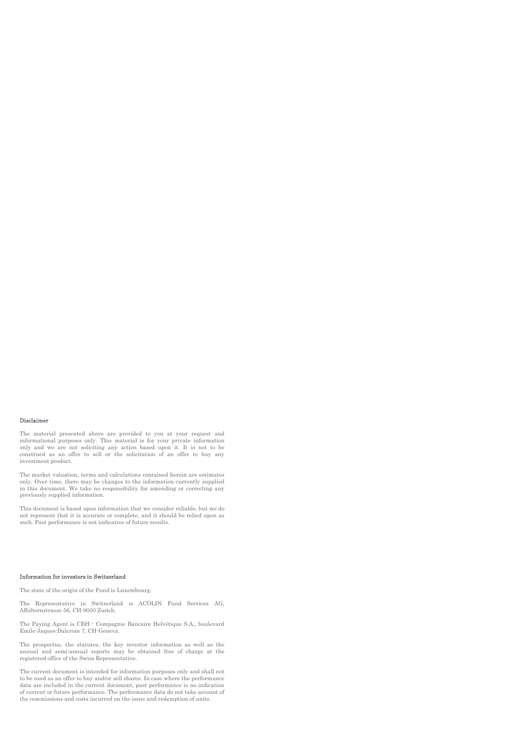## Disclaimer

The material presented above are provided to you at your request and informational purposes only. This material is for your private information only and we are not soliciting any action based upon it. It is not to be construed as an offer to sell or the solicitation of an offer to buy any investment product.

The market valuation, terms and calculations contained herein are estimates only. Over time, there may be changes to the information currently supplied in this document. We take no responsibility for amending or correcting any previously supplied information.

This document is based upon information that we consider reliable, but we do not represent that it is accurate or complete, and it should be relied upon as such. Past performance is not indicative of future results.

## Information for investors in Switzerland

The state of the origin of the Fund is Luxembourg.

The Representative in Switzerland is ACOLIN Fund Services AG, Affolternstrasse 56, CH-8050 Zurich.

The Paying Agent is CBH - Compagnie Bancaire Helvétique S.A., boulevard Emile-Jaques-Dalcroze 7, CH-Geneva.

The prospectus, the statutes, the key investor information as well as the annual and semi-annual reports may be obtained free of charge at the registered office of the Swiss Representative.

The current document is intended for information purposes only and shall not to be used as an offer to buy and/or sell shares. In case where the performance data are included in the current document, past performance is no indication of current or future performance. The performance data do not take account of the commissions and costs incurred on the issue and redemption of units.